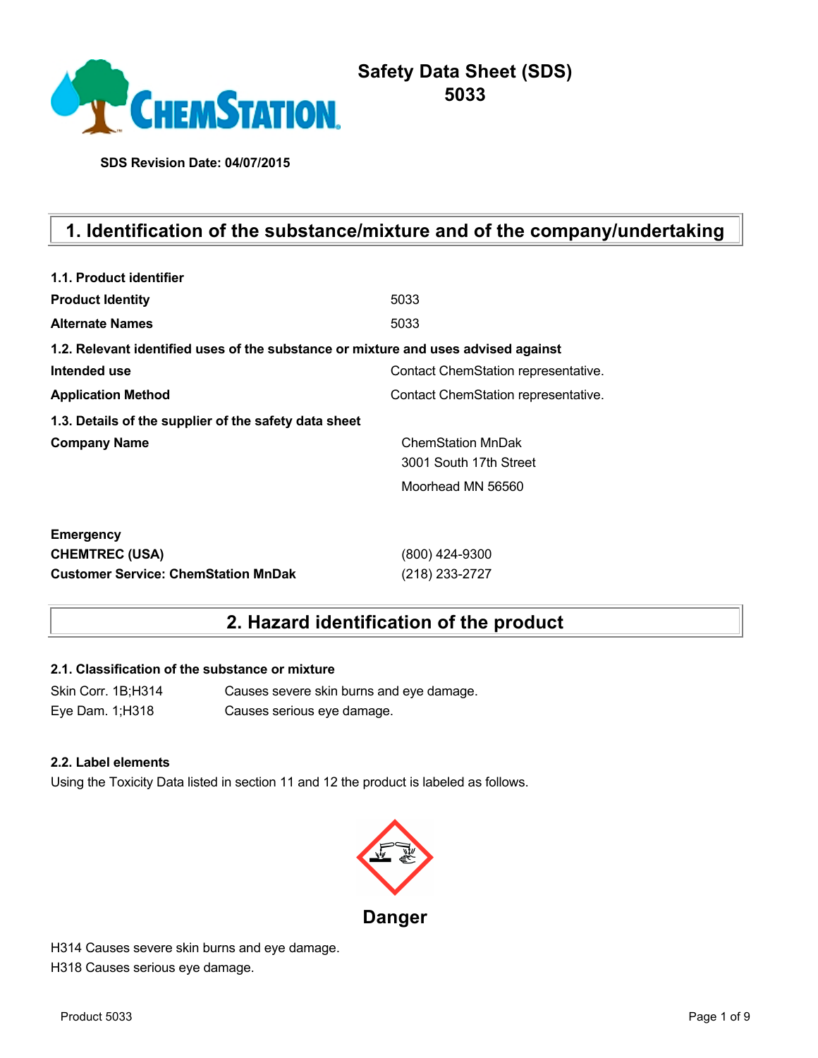# Safety Data Sheet (SDS)
# 5033

**SDS Revision Date: 04/07/2015**

## 1. Identification of the substance/mixture and of the company/undertaking

**1.1. Product identifier**

| | |
|---|---|
| **Product Identity** | 5033 |
| **Alternate Names** | 5033 |

**1.2. Relevant identified uses of the substance or mixture and uses advised against**

| | |
|---|---|
| **Intended use** | Contact ChemStation representative. |
| **Application Method** | Contact ChemStation representative. |

**1.3. Details of the supplier of the safety data sheet**

| | |
|---|---|
| **Company Name** | ChemStation MnDak<br>3001 South 17th Street<br>Moorhead MN 56560 |

**Emergency**

| | |
|---|---|
| **CHEMTREC (USA)** | (800) 424-9300 |
| **Customer Service: ChemStation MnDak** | (218) 233-2727 |

## 2. Hazard identification of the product

**2.1. Classification of the substance or mixture**

| | |
|---|---|
| Skin Corr. 1B;H314 | Causes severe skin burns and eye damage. |
| Eye Dam. 1;H318 | Causes serious eye damage. |

**2.2. Label elements**

Using the Toxicity Data listed in section 11 and 12 the product is labeled as follows.

**Danger**

H314 Causes severe skin burns and eye damage.
H318 Causes serious eye damage.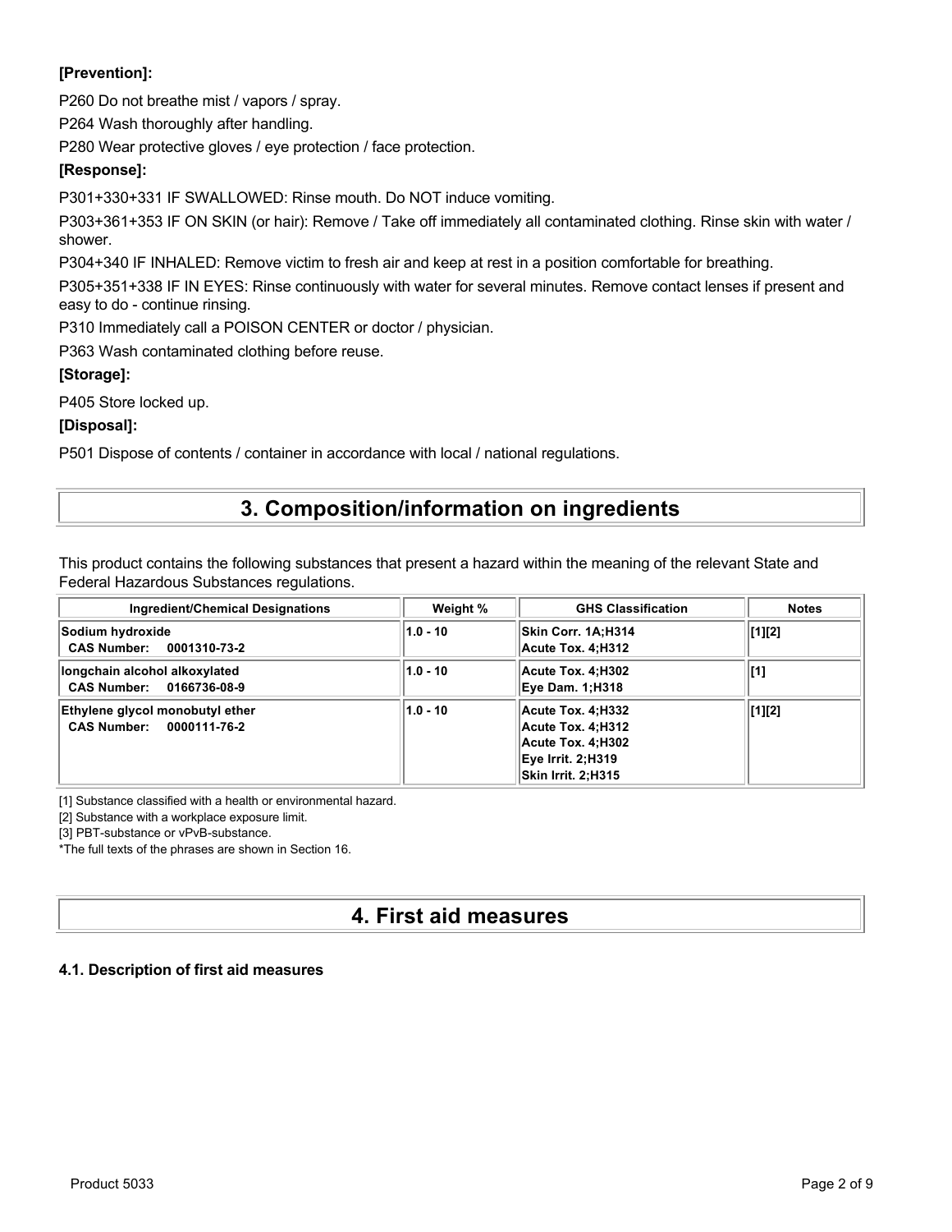**[Prevention]:**

P260 Do not breathe mist / vapors / spray.

P264 Wash thoroughly after handling.

P280 Wear protective gloves / eye protection / face protection.

**[Response]:**

P301+330+331 IF SWALLOWED: Rinse mouth. Do NOT induce vomiting.

P303+361+353 IF ON SKIN (or hair): Remove / Take off immediately all contaminated clothing. Rinse skin with water / shower.

P304+340 IF INHALED: Remove victim to fresh air and keep at rest in a position comfortable for breathing.

P305+351+338 IF IN EYES: Rinse continuously with water for several minutes. Remove contact lenses if present and easy to do - continue rinsing.

P310 Immediately call a POISON CENTER or doctor / physician.

P363 Wash contaminated clothing before reuse.

**[Storage]:**

P405 Store locked up.

**[Disposal]:**

P501 Dispose of contents / container in accordance with local / national regulations.

## 3. Composition/information on ingredients

This product contains the following substances that present a hazard within the meaning of the relevant State and Federal Hazardous Substances regulations.

| Ingredient/Chemical Designations | Weight % | GHS Classification | Notes |
|---|---|---|---|
| **Sodium hydroxide**<br>**CAS Number: 0001310-73-2** | **1.0 - 10** | **Skin Corr. 1A;H314**<br>**Acute Tox. 4;H312** | **[1][2]** |
| **longchain alcohol alkoxylated**<br>**CAS Number: 0166736-08-9** | **1.0 - 10** | **Acute Tox. 4;H302**<br>**Eye Dam. 1;H318** | **[1]** |
| **Ethylene glycol monobutyl ether**<br>**CAS Number: 0000111-76-2** | **1.0 - 10** | **Acute Tox. 4;H332**<br>**Acute Tox. 4;H312**<br>**Acute Tox. 4;H302**<br>**Eye Irrit. 2;H319**<br>**Skin Irrit. 2;H315** | **[1][2]** |

[1] Substance classified with a health or environmental hazard.

[2] Substance with a workplace exposure limit.

[3] PBT-substance or vPvB-substance.

*The full texts of the phrases are shown in Section 16.

## 4. First aid measures

### 4.1. Description of first aid measures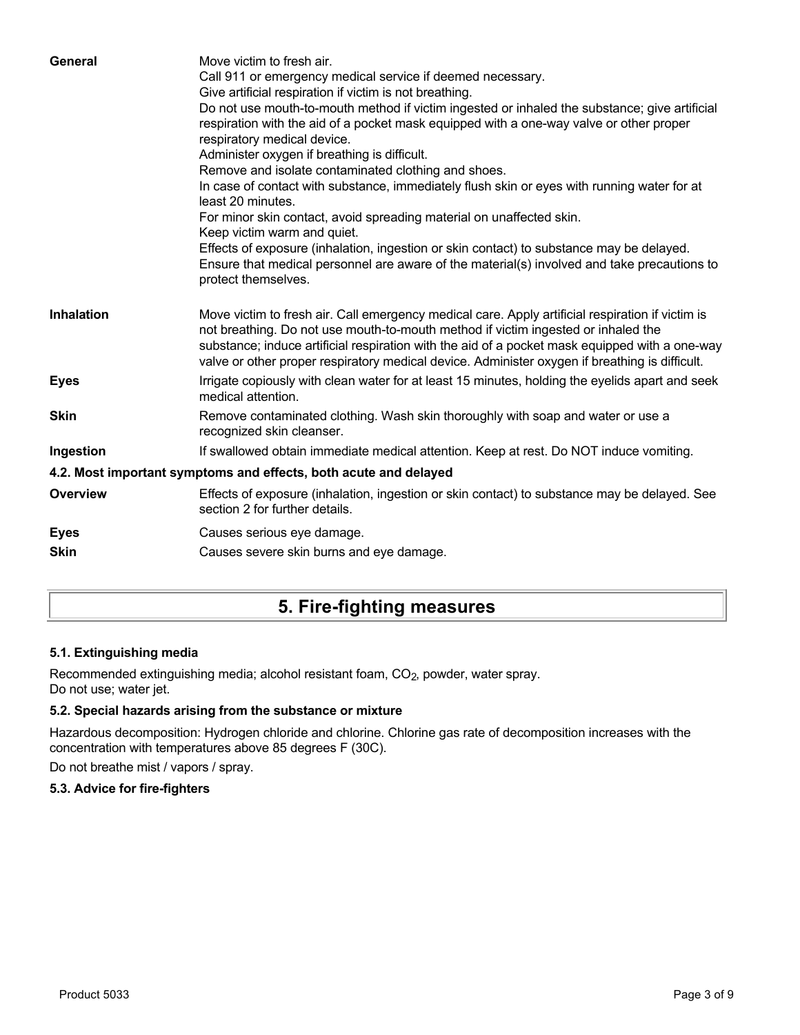| | |
|---|---|
| **General** | Move victim to fresh air.<br>Call 911 or emergency medical service if deemed necessary.<br>Give artificial respiration if victim is not breathing.<br>Do not use mouth-to-mouth method if victim ingested or inhaled the substance; give artificial respiration with the aid of a pocket mask equipped with a one-way valve or other proper respiratory medical device.<br>Administer oxygen if breathing is difficult.<br>Remove and isolate contaminated clothing and shoes.<br>In case of contact with substance, immediately flush skin or eyes with running water for at least 20 minutes.<br>For minor skin contact, avoid spreading material on unaffected skin.<br>Keep victim warm and quiet.<br>Effects of exposure (inhalation, ingestion or skin contact) to substance may be delayed.<br>Ensure that medical personnel are aware of the material(s) involved and take precautions to protect themselves. |
| **Inhalation** | Move victim to fresh air. Call emergency medical care. Apply artificial respiration if victim is not breathing. Do not use mouth-to-mouth method if victim ingested or inhaled the substance; induce artificial respiration with the aid of a pocket mask equipped with a one-way valve or other proper respiratory medical device. Administer oxygen if breathing is difficult. |
| **Eyes** | Irrigate copiously with clean water for at least 15 minutes, holding the eyelids apart and seek medical attention. |
| **Skin** | Remove contaminated clothing. Wash skin thoroughly with soap and water or use a recognized skin cleanser. |
| **Ingestion** | If swallowed obtain immediate medical attention. Keep at rest. Do NOT induce vomiting. |

### 4.2. Most important symptoms and effects, both acute and delayed

| | |
|---|---|
| **Overview** | Effects of exposure (inhalation, ingestion or skin contact) to substance may be delayed. See section 2 for further details. |
| **Eyes** | Causes serious eye damage. |
| **Skin** | Causes severe skin burns and eye damage. |

## 5. Fire-fighting measures

### 5.1. Extinguishing media

Recommended extinguishing media; alcohol resistant foam, $CO_2$, powder, water spray.
Do not use; water jet.

### 5.2. Special hazards arising from the substance or mixture

Hazardous decomposition: Hydrogen chloride and chlorine. Chlorine gas rate of decomposition increases with the concentration with temperatures above 85 degrees F (30C).

Do not breathe mist / vapors / spray.

### 5.3. Advice for fire-fighters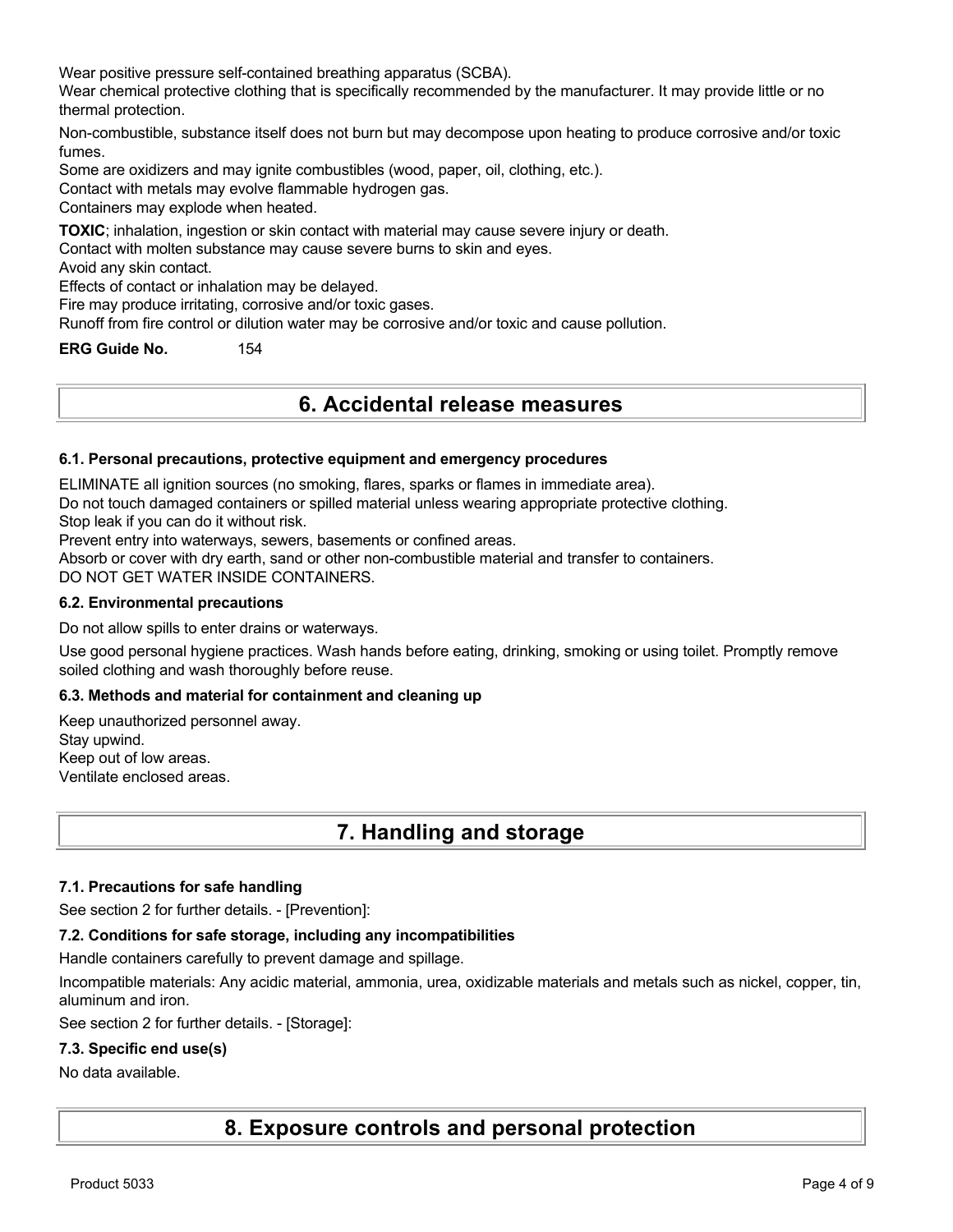Wear positive pressure self-contained breathing apparatus (SCBA).
Wear chemical protective clothing that is specifically recommended by the manufacturer. It may provide little or no thermal protection.

Non-combustible, substance itself does not burn but may decompose upon heating to produce corrosive and/or toxic fumes.
Some are oxidizers and may ignite combustibles (wood, paper, oil, clothing, etc.).
Contact with metals may evolve flammable hydrogen gas.
Containers may explode when heated.

**TOXIC**; inhalation, ingestion or skin contact with material may cause severe injury or death.
Contact with molten substance may cause severe burns to skin and eyes.
Avoid any skin contact.
Effects of contact or inhalation may be delayed.
Fire may produce irritating, corrosive and/or toxic gases.
Runoff from fire control or dilution water may be corrosive and/or toxic and cause pollution.

**ERG Guide No.** 154

# 6. Accidental release measures

### 6.1. Personal precautions, protective equipment and emergency procedures

ELIMINATE all ignition sources (no smoking, flares, sparks or flames in immediate area).
Do not touch damaged containers or spilled material unless wearing appropriate protective clothing.
Stop leak if you can do it without risk.
Prevent entry into waterways, sewers, basements or confined areas.
Absorb or cover with dry earth, sand or other non-combustible material and transfer to containers.
DO NOT GET WATER INSIDE CONTAINERS.

### 6.2. Environmental precautions

Do not allow spills to enter drains or waterways.

Use good personal hygiene practices. Wash hands before eating, drinking, smoking or using toilet. Promptly remove soiled clothing and wash thoroughly before reuse.

### 6.3. Methods and material for containment and cleaning up

Keep unauthorized personnel away.
Stay upwind.
Keep out of low areas.
Ventilate enclosed areas.

# 7. Handling and storage

### 7.1. Precautions for safe handling

See section 2 for further details. - [Prevention]:

### 7.2. Conditions for safe storage, including any incompatibilities

Handle containers carefully to prevent damage and spillage.

Incompatible materials: Any acidic material, ammonia, urea, oxidizable materials and metals such as nickel, copper, tin, aluminum and iron.

See section 2 for further details. - [Storage]:

### 7.3. Specific end use(s)

No data available.

# 8. Exposure controls and personal protection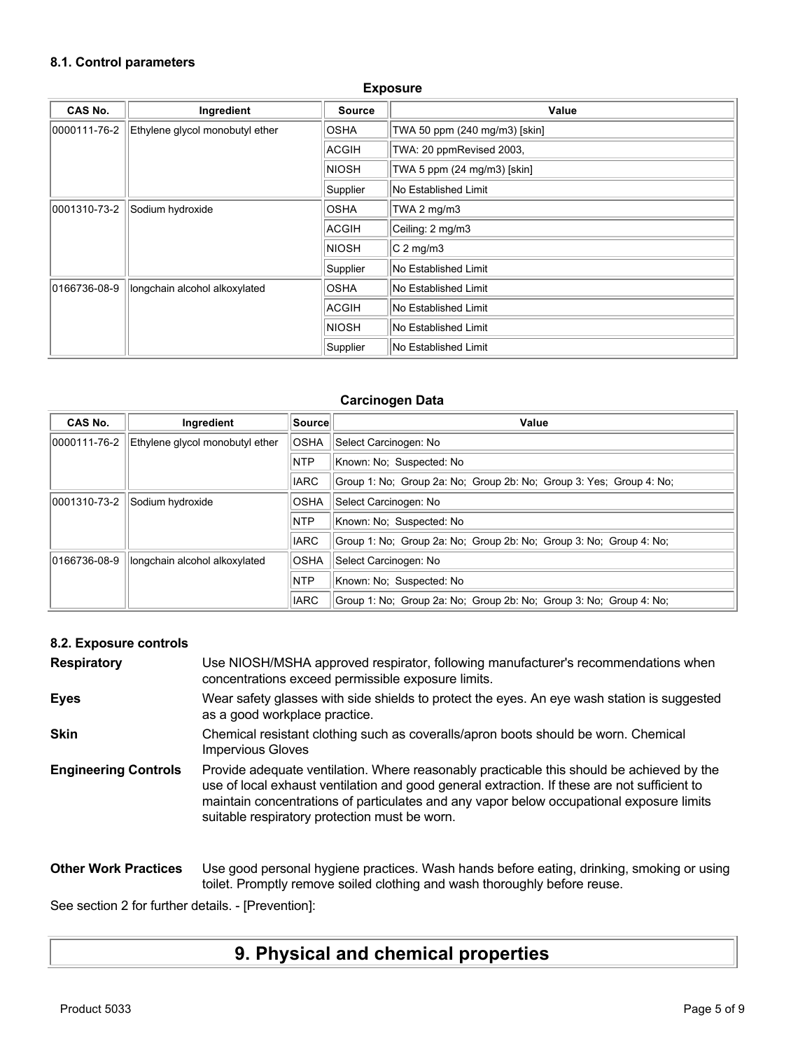### 8.1. Control parameters

**Exposure**

| CAS No. | Ingredient | Source | Value |
|---|---|---|---|
| 0000111-76-2 | Ethylene glycol monobutyl ether | OSHA | TWA 50 ppm (240 mg/m3) [skin] |
| | | ACGIH | TWA: 20 ppmRevised 2003, |
| | | NIOSH | TWA 5 ppm (24 mg/m3) [skin] |
| | | Supplier | No Established Limit |
| 0001310-73-2 | Sodium hydroxide | OSHA | TWA 2 mg/m3 |
| | | ACGIH | Ceiling: 2 mg/m3 |
| | | NIOSH | C 2 mg/m3 |
| | | Supplier | No Established Limit |
| 0166736-08-9 | longchain alcohol alkoxylated | OSHA | No Established Limit |
| | | ACGIH | No Established Limit |
| | | NIOSH | No Established Limit |
| | | Supplier | No Established Limit |

**Carcinogen Data**

| CAS No. | Ingredient | Source | Value |
|---|---|---|---|
| 0000111-76-2 | Ethylene glycol monobutyl ether | OSHA | Select Carcinogen: No |
| | | NTP | Known: No; Suspected: No |
| | | IARC | Group 1: No; Group 2a: No; Group 2b: No; Group 3: Yes; Group 4: No; |
| 0001310-73-2 | Sodium hydroxide | OSHA | Select Carcinogen: No |
| | | NTP | Known: No; Suspected: No |
| | | IARC | Group 1: No; Group 2a: No; Group 2b: No; Group 3: No; Group 4: No; |
| 0166736-08-9 | longchain alcohol alkoxylated | OSHA | Select Carcinogen: No |
| | | NTP | Known: No; Suspected: No |
| | | IARC | Group 1: No; Group 2a: No; Group 2b: No; Group 3: No; Group 4: No; |

### 8.2. Exposure controls

**Respiratory** Use NIOSH/MSHA approved respirator, following manufacturer's recommendations when concentrations exceed permissible exposure limits.

**Eyes** Wear safety glasses with side shields to protect the eyes. An eye wash station is suggested as a good workplace practice.

**Skin** Chemical resistant clothing such as coveralls/apron boots should be worn. Chemical Impervious Gloves

**Engineering Controls** Provide adequate ventilation. Where reasonably practicable this should be achieved by the use of local exhaust ventilation and good general extraction. If these are not sufficient to maintain concentrations of particulates and any vapor below occupational exposure limits suitable respiratory protection must be worn.

**Other Work Practices** Use good personal hygiene practices. Wash hands before eating, drinking, smoking or using toilet. Promptly remove soiled clothing and wash thoroughly before reuse.

See section 2 for further details. - [Prevention]:

## 9. Physical and chemical properties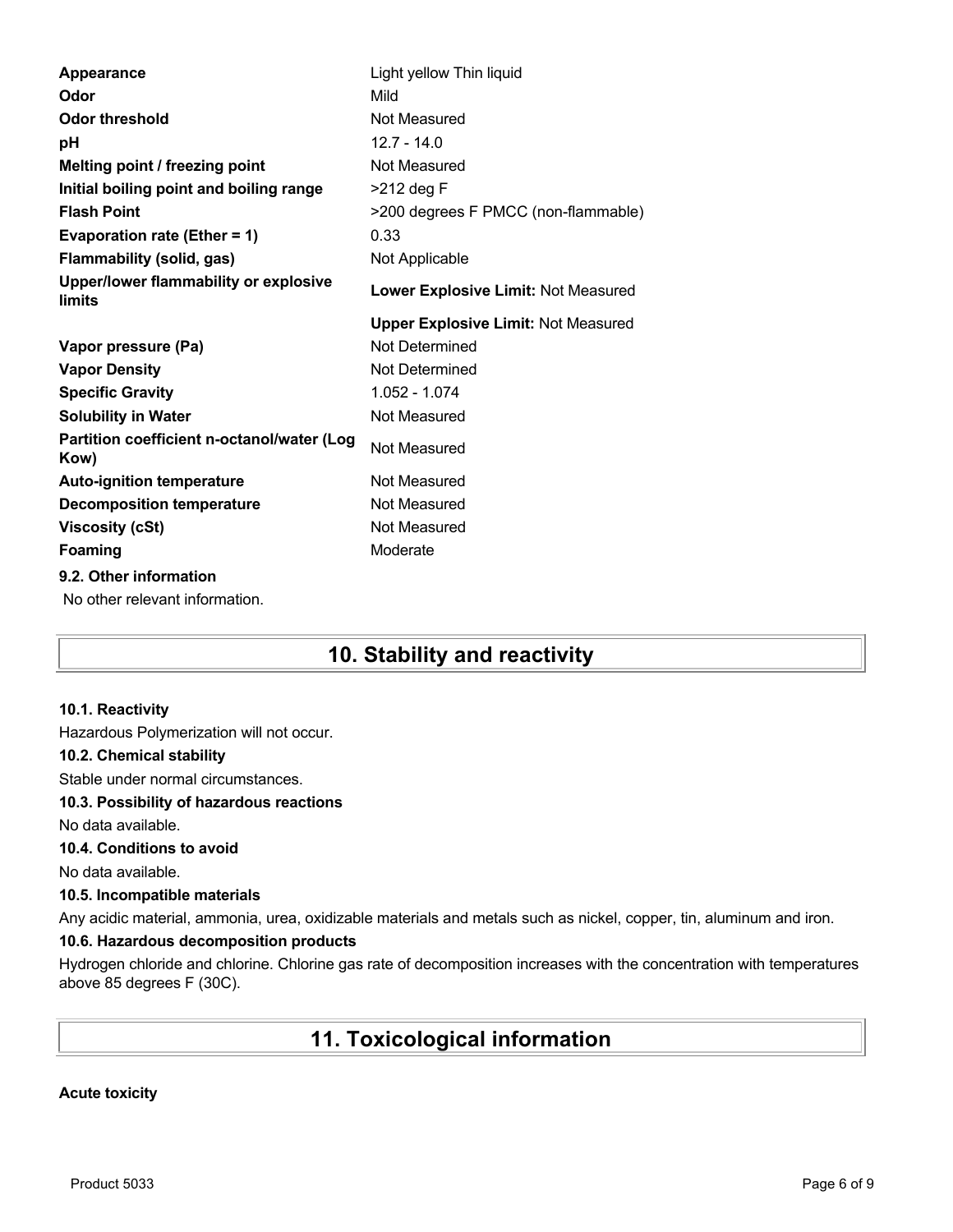| Property | Value |
| --- | --- |
| **Appearance** | Light yellow Thin liquid |
| **Odor** | Mild |
| **Odor threshold** | Not Measured |
| **pH** | 12.7 - 14.0 |
| **Melting point / freezing point** | Not Measured |
| **Initial boiling point and boiling range** | >212 deg F |
| **Flash Point** | >200 degrees F PMCC (non-flammable) |
| **Evaporation rate (Ether = 1)** | 0.33 |
| **Flammability (solid, gas)** | Not Applicable |
| **Upper/lower flammability or explosive limits** | **Lower Explosive Limit:** Not Measured |
| | **Upper Explosive Limit:** Not Measured |
| **Vapor pressure (Pa)** | Not Determined |
| **Vapor Density** | Not Determined |
| **Specific Gravity** | 1.052 - 1.074 |
| **Solubility in Water** | Not Measured |
| **Partition coefficient n-octanol/water (Log Kow)** | Not Measured |
| **Auto-ignition temperature** | Not Measured |
| **Decomposition temperature** | Not Measured |
| **Viscosity (cSt)** | Not Measured |
| **Foaming** | Moderate |

**9.2. Other information**

No other relevant information.

# 10. Stability and reactivity

**10.1. Reactivity**

Hazardous Polymerization will not occur.

**10.2. Chemical stability**

Stable under normal circumstances.

**10.3. Possibility of hazardous reactions**

No data available.

**10.4. Conditions to avoid**

No data available.

**10.5. Incompatible materials**

Any acidic material, ammonia, urea, oxidizable materials and metals such as nickel, copper, tin, aluminum and iron.

**10.6. Hazardous decomposition products**

Hydrogen chloride and chlorine. Chlorine gas rate of decomposition increases with the concentration with temperatures above 85 degrees F (30C).

# 11. Toxicological information

**Acute toxicity**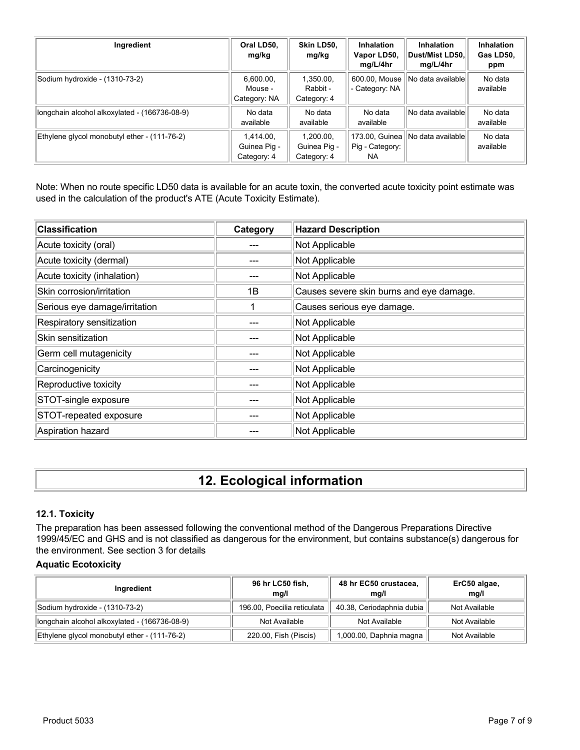| Ingredient | Oral LD50, mg/kg | Skin LD50, mg/kg | Inhalation Vapor LD50, mg/L/4hr | Inhalation Dust/Mist LD50, mg/L/4hr | Inhalation Gas LD50, ppm |
|---|---|---|---|---|---|
| Sodium hydroxide - (1310-73-2) | 6,600.00, Mouse - Category: NA | 1,350.00, Rabbit - Category: 4 | 600.00, Mouse - Category: NA | No data available | No data available |
| longchain alcohol alkoxylated - (166736-08-9) | No data available | No data available | No data available | No data available | No data available |
| Ethylene glycol monobutyl ether - (111-76-2) | 1,414.00, Guinea Pig - Category: 4 | 1,200.00, Guinea Pig - Category: 4 | 173.00, Guinea Pig - Category: NA | No data available | No data available |

Note: When no route specific LD50 data is available for an acute toxin, the converted acute toxicity point estimate was used in the calculation of the product's ATE (Acute Toxicity Estimate).

| Classification | Category | Hazard Description |
|---|---|---|
| Acute toxicity (oral) | --- | Not Applicable |
| Acute toxicity (dermal) | --- | Not Applicable |
| Acute toxicity (inhalation) | --- | Not Applicable |
| Skin corrosion/irritation | 1B | Causes severe skin burns and eye damage. |
| Serious eye damage/irritation | 1 | Causes serious eye damage. |
| Respiratory sensitization | --- | Not Applicable |
| Skin sensitization | --- | Not Applicable |
| Germ cell mutagenicity | --- | Not Applicable |
| Carcinogenicity | --- | Not Applicable |
| Reproductive toxicity | --- | Not Applicable |
| STOT-single exposure | --- | Not Applicable |
| STOT-repeated exposure | --- | Not Applicable |
| Aspiration hazard | --- | Not Applicable |

# 12. Ecological information

### 12.1. Toxicity

The preparation has been assessed following the conventional method of the Dangerous Preparations Directive 1999/45/EC and GHS and is not classified as dangerous for the environment, but contains substance(s) dangerous for the environment. See section 3 for details

**Aquatic Ecotoxicity**

| Ingredient | 96 hr LC50 fish, mg/l | 48 hr EC50 crustacea, mg/l | ErC50 algae, mg/l |
|---|---|---|---|
| Sodium hydroxide - (1310-73-2) | 196.00, Poecilia reticulata | 40.38, Ceriodaphnia dubia | Not Available |
| longchain alcohol alkoxylated - (166736-08-9) | Not Available | Not Available | Not Available |
| Ethylene glycol monobutyl ether - (111-76-2) | 220.00, Fish (Piscis) | 1,000.00, Daphnia magna | Not Available |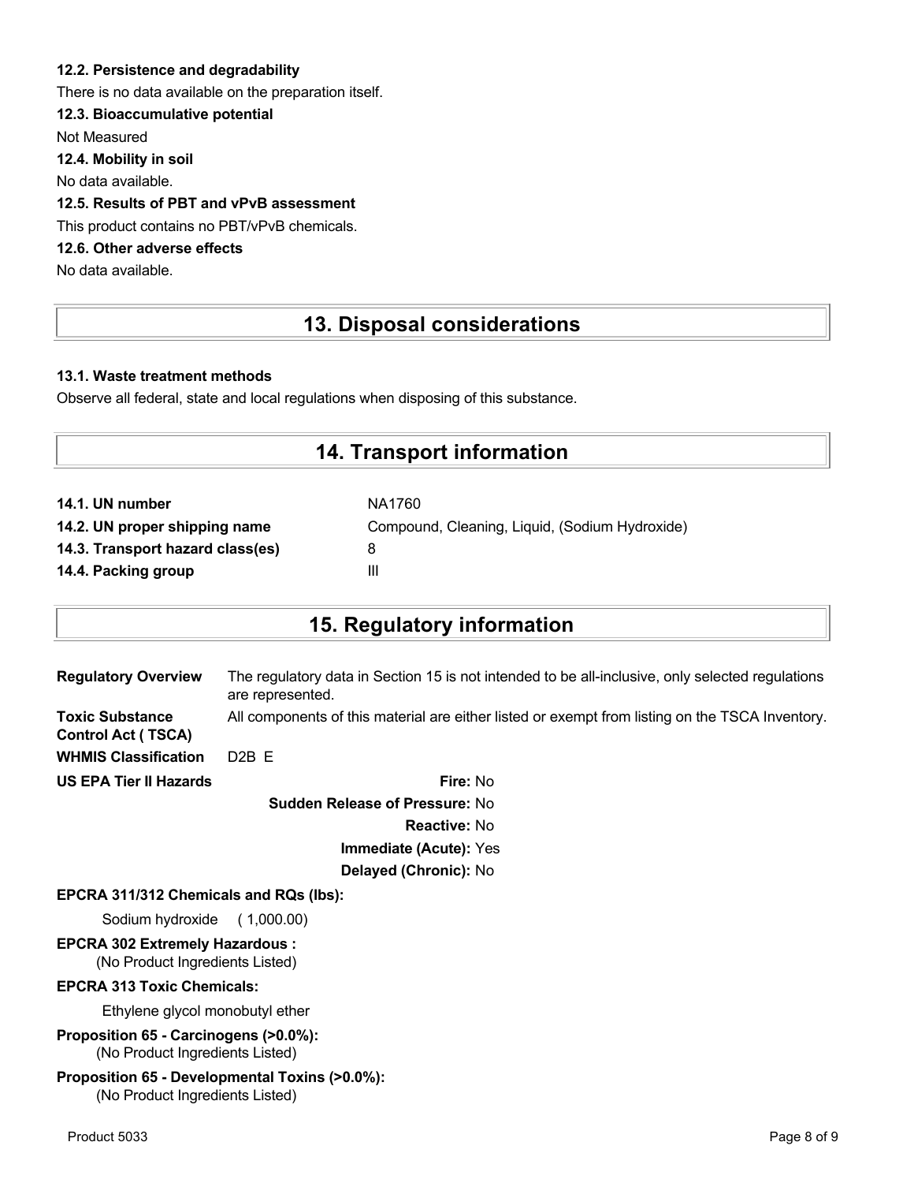#### 12.2. Persistence and degradability

There is no data available on the preparation itself.

#### 12.3. Bioaccumulative potential

Not Measured

#### 12.4. Mobility in soil

No data available.

#### 12.5. Results of PBT and vPvB assessment

This product contains no PBT/vPvB chemicals.

#### 12.6. Other adverse effects

No data available.

## 13. Disposal considerations

#### 13.1. Waste treatment methods

Observe all federal, state and local regulations when disposing of this substance.

## 14. Transport information

| | |
|---|---|
| **14.1. UN number** | NA1760 |
| **14.2. UN proper shipping name** | Compound, Cleaning, Liquid, (Sodium Hydroxide) |
| **14.3. Transport hazard class(es)** | 8 |
| **14.4. Packing group** | III |

## 15. Regulatory information

**Regulatory Overview** The regulatory data in Section 15 is not intended to be all-inclusive, only selected regulations are represented.

**Toxic Substance Control Act ( TSCA)** All components of this material are either listed or exempt from listing on the TSCA Inventory.

**WHMIS Classification** D2B E

**US EPA Tier II Hazards**

**Fire:** No

**Sudden Release of Pressure:** No

**Reactive:** No

**Immediate (Acute):** Yes

**Delayed (Chronic):** No

**EPCRA 311/312 Chemicals and RQs (lbs):**

Sodium hydroxide ( 1,000.00)

**EPCRA 302 Extremely Hazardous :**

(No Product Ingredients Listed)

**EPCRA 313 Toxic Chemicals:**

Ethylene glycol monobutyl ether

**Proposition 65 - Carcinogens (>0.0%):**

(No Product Ingredients Listed)

**Proposition 65 - Developmental Toxins (>0.0%):**

(No Product Ingredients Listed)

Product 5033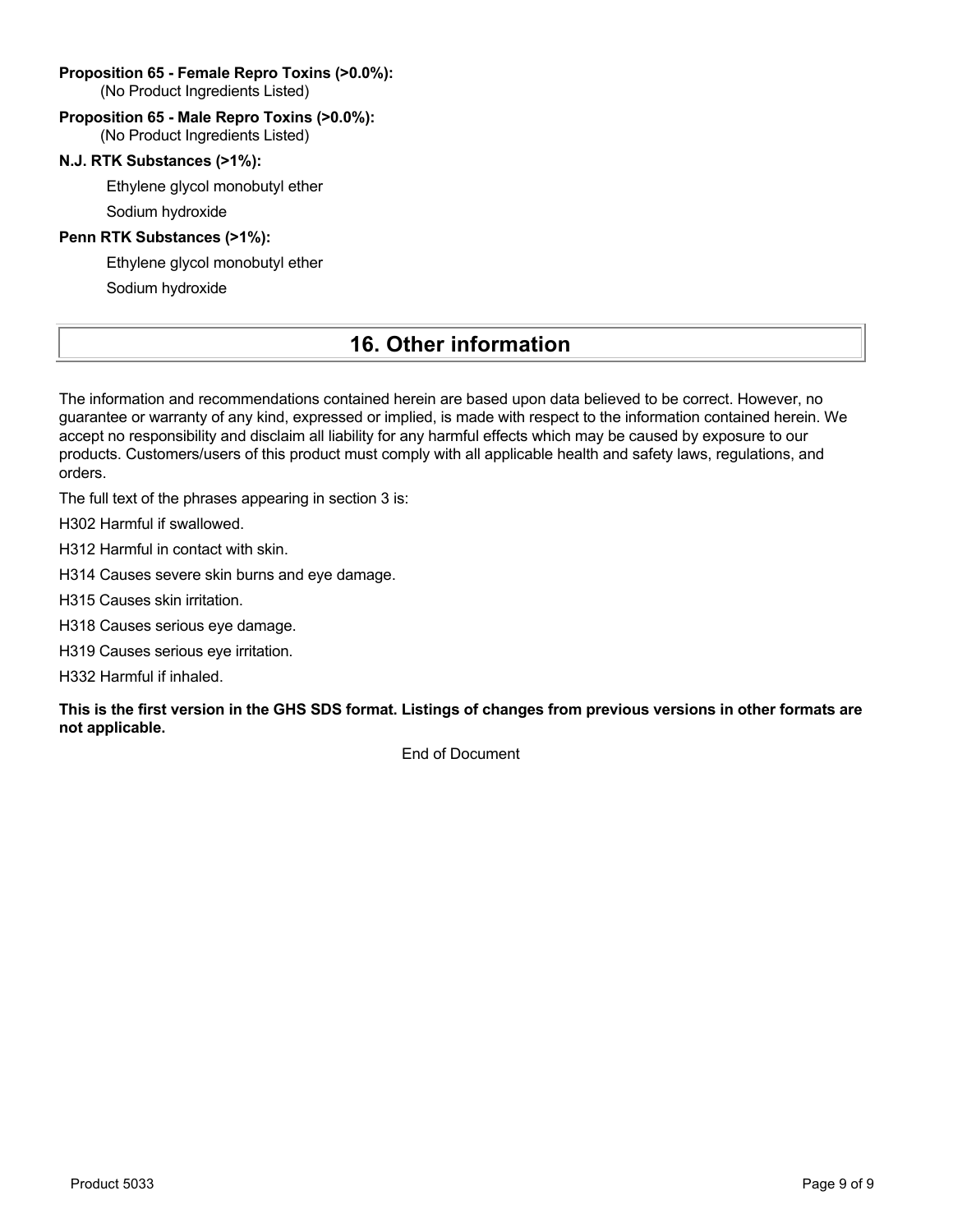**Proposition 65 - Female Repro Toxins (>0.0%):**
(No Product Ingredients Listed)

**Proposition 65 - Male Repro Toxins (>0.0%):**
(No Product Ingredients Listed)

**N.J. RTK Substances (>1%):**

Ethylene glycol monobutyl ether

Sodium hydroxide

**Penn RTK Substances (>1%):**

Ethylene glycol monobutyl ether

Sodium hydroxide

## 16. Other information

The information and recommendations contained herein are based upon data believed to be correct. However, no guarantee or warranty of any kind, expressed or implied, is made with respect to the information contained herein. We accept no responsibility and disclaim all liability for any harmful effects which may be caused by exposure to our products. Customers/users of this product must comply with all applicable health and safety laws, regulations, and orders.

The full text of the phrases appearing in section 3 is:

H302 Harmful if swallowed.

H312 Harmful in contact with skin.

H314 Causes severe skin burns and eye damage.

H315 Causes skin irritation.

H318 Causes serious eye damage.

H319 Causes serious eye irritation.

H332 Harmful if inhaled.

**This is the first version in the GHS SDS format. Listings of changes from previous versions in other formats are not applicable.**

End of Document

Product 5033